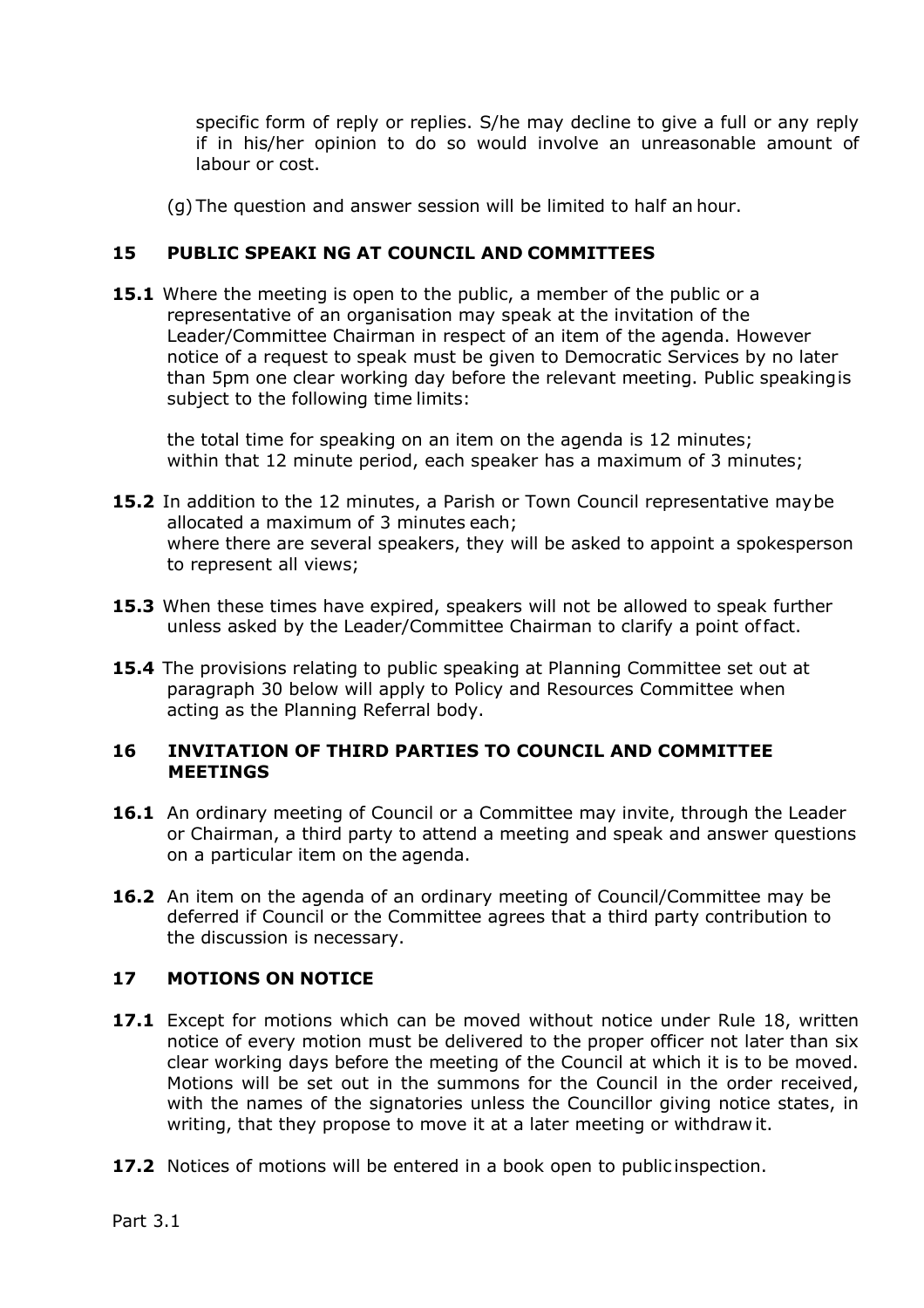specific form of reply or replies. S/he may decline to give a full or any reply if in his/her opinion to do so would involve an unreasonable amount of labour or cost.

(g) The question and answer session will be limited to half an hour.

## 15 PUBLIC SPEAKI NG AT COUNCIL AND COMMITTEES

**15.1** Where the meeting is open to the public, a member of the public or a representative of an organisation may speak at the invitation of the Leader/Committee Chairman in respect of an item of the agenda. However notice of a request to speak must be given to Democratic Services by no later than 5pm one clear working day before the relevant meeting. Public speaking is subject to the following time limits:

the total time for speaking on an item on the agenda is 12 minutes;
within that 12 minute period, each speaker has a maximum of 3 minutes;

**15.2** In addition to the 12 minutes, a Parish or Town Council representative may be allocated a maximum of 3 minutes each;
where there are several speakers, they will be asked to appoint a spokesperson to represent all views;

**15.3** When these times have expired, speakers will not be allowed to speak further unless asked by the Leader/Committee Chairman to clarify a point of fact.

**15.4** The provisions relating to public speaking at Planning Committee set out at paragraph 30 below will apply to Policy and Resources Committee when acting as the Planning Referral body.

## 16 INVITATION OF THIRD PARTIES TO COUNCIL AND COMMITTEE MEETINGS

**16.1** An ordinary meeting of Council or a Committee may invite, through the Leader or Chairman, a third party to attend a meeting and speak and answer questions on a particular item on the agenda.

**16.2** An item on the agenda of an ordinary meeting of Council/Committee may be deferred if Council or the Committee agrees that a third party contribution to the discussion is necessary.

## 17 MOTIONS ON NOTICE

**17.1** Except for motions which can be moved without notice under Rule 18, written notice of every motion must be delivered to the proper officer not later than six clear working days before the meeting of the Council at which it is to be moved. Motions will be set out in the summons for the Council in the order received, with the names of the signatories unless the Councillor giving notice states, in writing, that they propose to move it at a later meeting or withdraw it.

**17.2** Notices of motions will be entered in a book open to public inspection.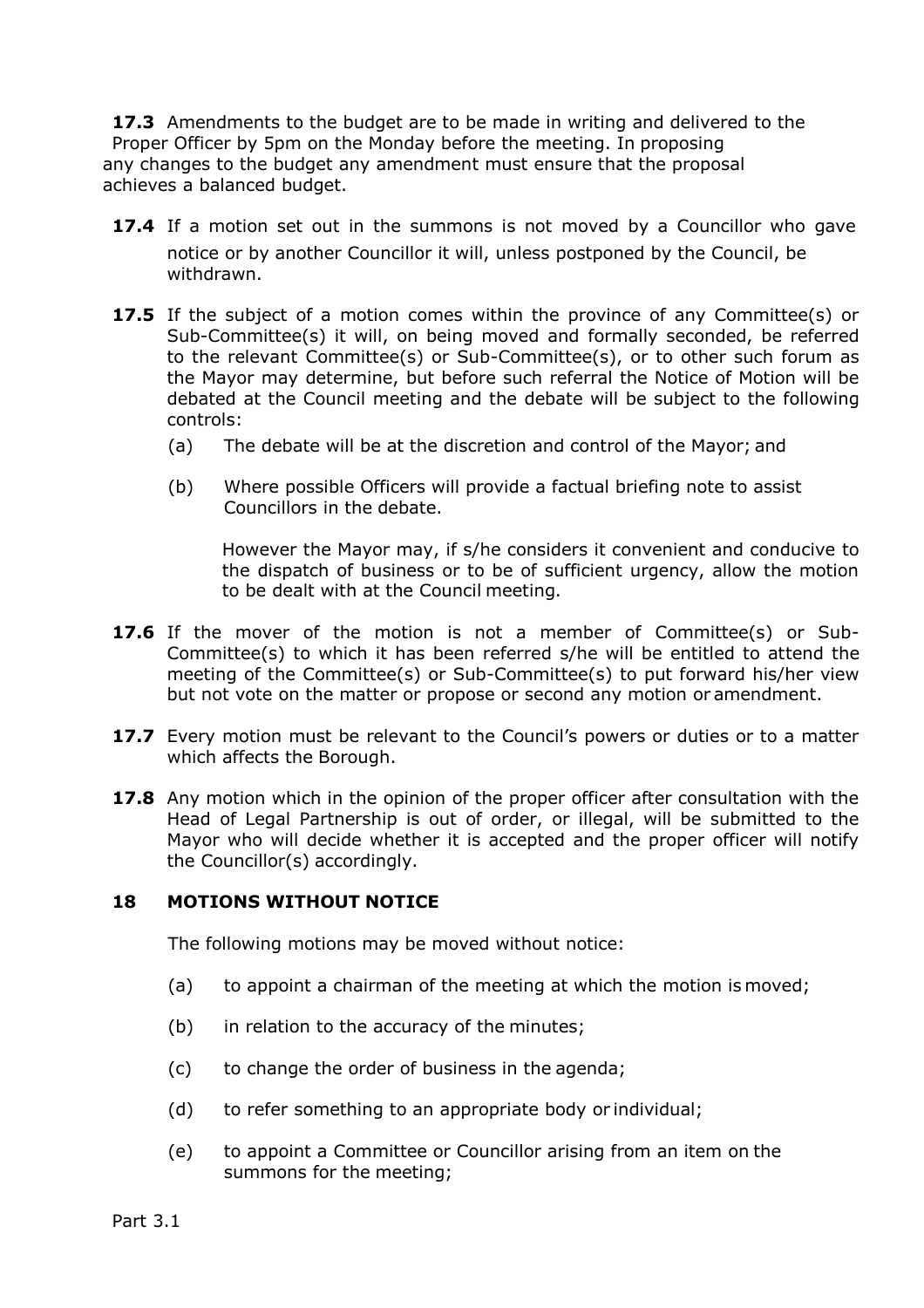**17.3** Amendments to the budget are to be made in writing and delivered to the Proper Officer by 5pm on the Monday before the meeting. In proposing any changes to the budget any amendment must ensure that the proposal achieves a balanced budget.

**17.4** If a motion set out in the summons is not moved by a Councillor who gave notice or by another Councillor it will, unless postponed by the Council, be withdrawn.

**17.5** If the subject of a motion comes within the province of any Committee(s) or Sub-Committee(s) it will, on being moved and formally seconded, be referred to the relevant Committee(s) or Sub-Committee(s), or to other such forum as the Mayor may determine, but before such referral the Notice of Motion will be debated at the Council meeting and the debate will be subject to the following controls:

(a) The debate will be at the discretion and control of the Mayor; and

(b) Where possible Officers will provide a factual briefing note to assist Councillors in the debate.

However the Mayor may, if s/he considers it convenient and conducive to the dispatch of business or to be of sufficient urgency, allow the motion to be dealt with at the Council meeting.

**17.6** If the mover of the motion is not a member of Committee(s) or Sub-Committee(s) to which it has been referred s/he will be entitled to attend the meeting of the Committee(s) or Sub-Committee(s) to put forward his/her view but not vote on the matter or propose or second any motion or amendment.

**17.7** Every motion must be relevant to the Council's powers or duties or to a matter which affects the Borough.

**17.8** Any motion which in the opinion of the proper officer after consultation with the Head of Legal Partnership is out of order, or illegal, will be submitted to the Mayor who will decide whether it is accepted and the proper officer will notify the Councillor(s) accordingly.

## 18 MOTIONS WITHOUT NOTICE

The following motions may be moved without notice:

(a) to appoint a chairman of the meeting at which the motion is moved;

(b) in relation to the accuracy of the minutes;

(c) to change the order of business in the agenda;

(d) to refer something to an appropriate body or individual;

(e) to appoint a Committee or Councillor arising from an item on the summons for the meeting;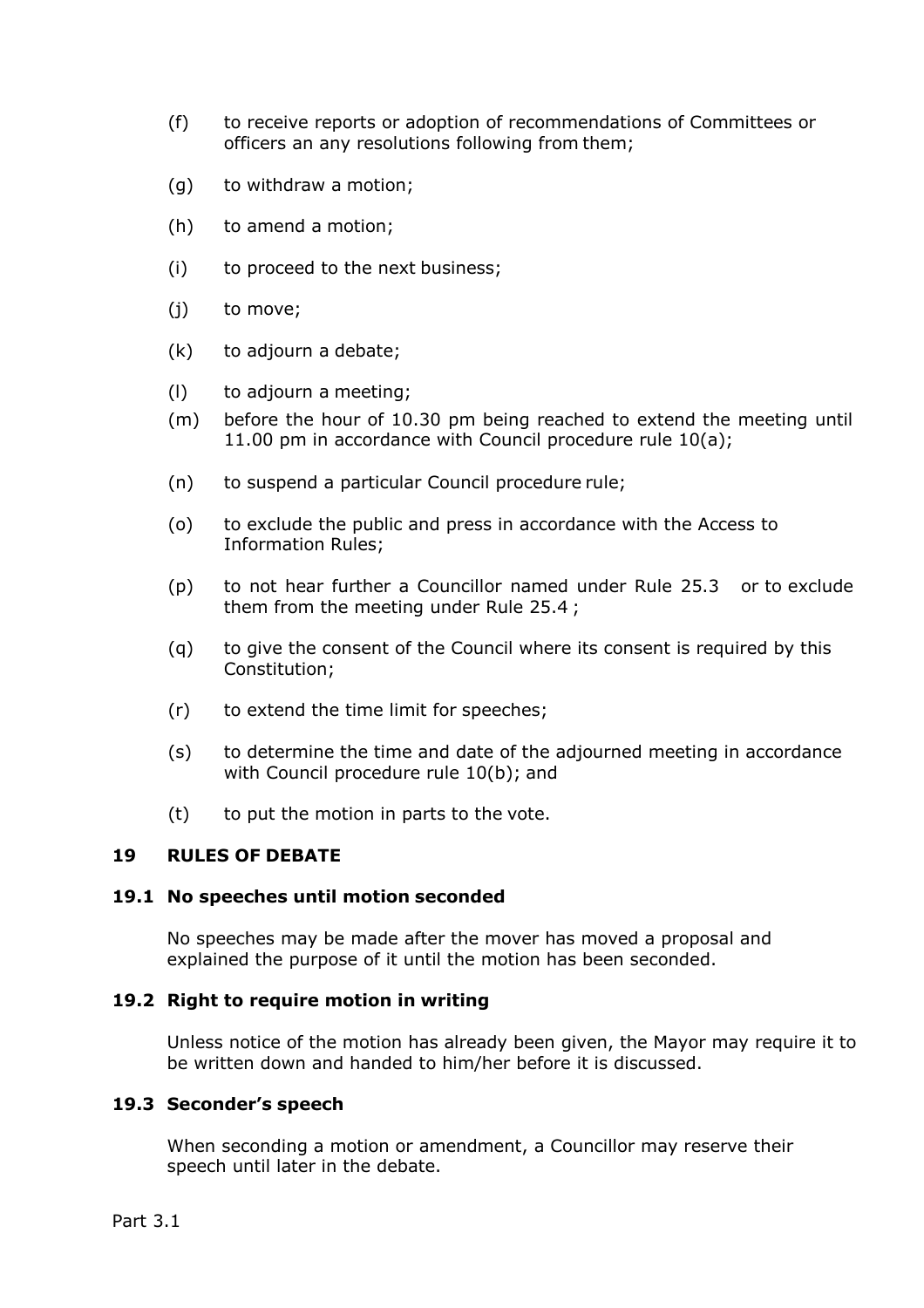(f) to receive reports or adoption of recommendations of Committees or officers an any resolutions following from them;

(g) to withdraw a motion;

(h) to amend a motion;

(i) to proceed to the next business;

(j) to move;

(k) to adjourn a debate;

(l) to adjourn a meeting;

(m) before the hour of 10.30 pm being reached to extend the meeting until 11.00 pm in accordance with Council procedure rule 10(a);

(n) to suspend a particular Council procedure rule;

(o) to exclude the public and press in accordance with the Access to Information Rules;

(p) to not hear further a Councillor named under Rule 25.3 or to exclude them from the meeting under Rule 25.4 ;

(q) to give the consent of the Council where its consent is required by this Constitution;

(r) to extend the time limit for speeches;

(s) to determine the time and date of the adjourned meeting in accordance with Council procedure rule 10(b); and

(t) to put the motion in parts to the vote.

## 19 RULES OF DEBATE

### 19.1 No speeches until motion seconded

No speeches may be made after the mover has moved a proposal and explained the purpose of it until the motion has been seconded.

### 19.2 Right to require motion in writing

Unless notice of the motion has already been given, the Mayor may require it to be written down and handed to him/her before it is discussed.

### 19.3 Seconder's speech

When seconding a motion or amendment, a Councillor may reserve their speech until later in the debate.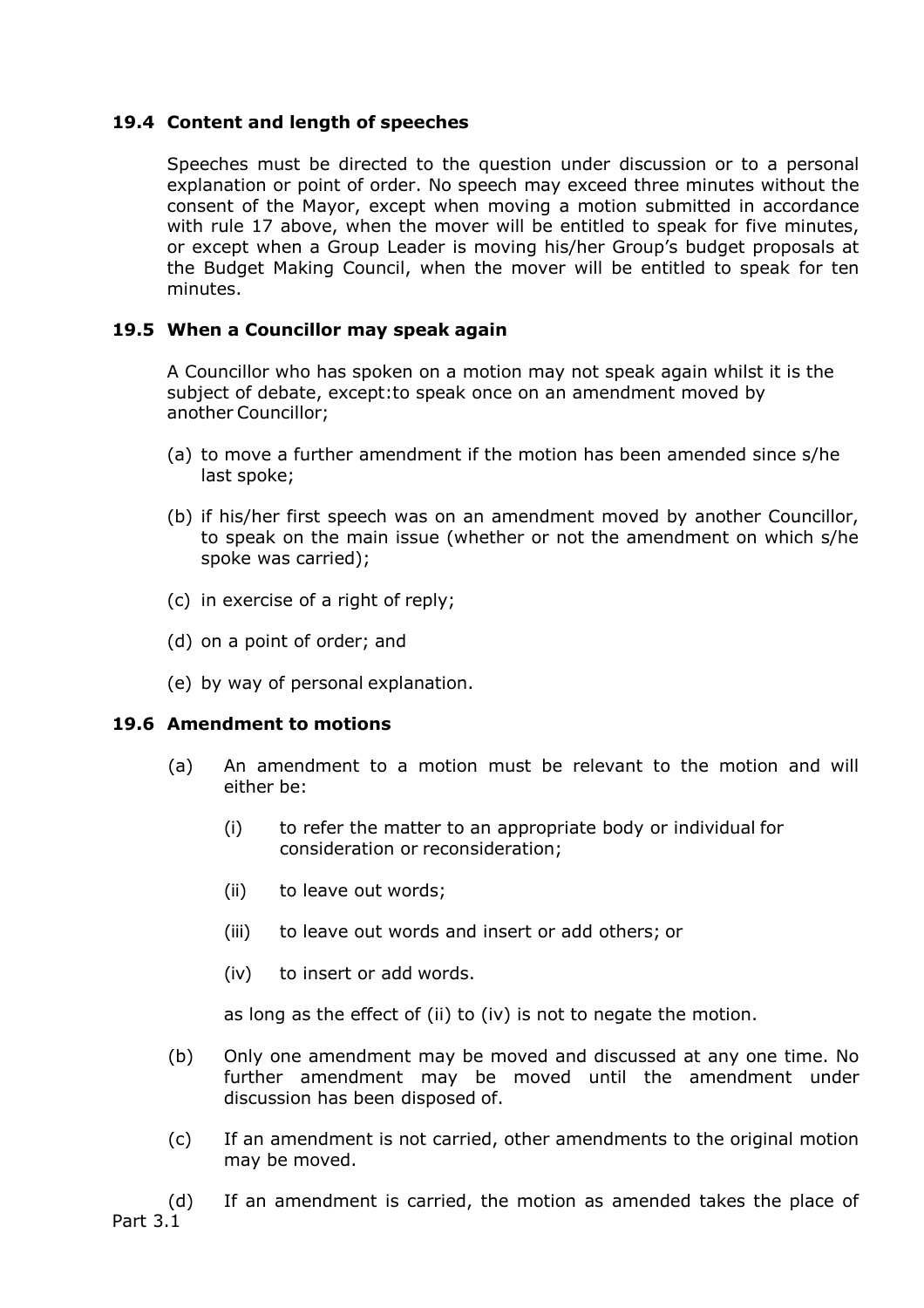### 19.4 Content and length of speeches

Speeches must be directed to the question under discussion or to a personal explanation or point of order. No speech may exceed three minutes without the consent of the Mayor, except when moving a motion submitted in accordance with rule 17 above, when the mover will be entitled to speak for five minutes, or except when a Group Leader is moving his/her Group's budget proposals at the Budget Making Council, when the mover will be entitled to speak for ten minutes.

### 19.5 When a Councillor may speak again

A Councillor who has spoken on a motion may not speak again whilst it is the subject of debate, except:to speak once on an amendment moved by another Councillor;

(a) to move a further amendment if the motion has been amended since s/he last spoke;

(b) if his/her first speech was on an amendment moved by another Councillor, to speak on the main issue (whether or not the amendment on which s/he spoke was carried);

(c) in exercise of a right of reply;

(d) on a point of order; and

(e) by way of personal explanation.

### 19.6 Amendment to motions

(a) An amendment to a motion must be relevant to the motion and will either be:

   (i) to refer the matter to an appropriate body or individual for consideration or reconsideration;

   (ii) to leave out words;

   (iii) to leave out words and insert or add others; or

   (iv) to insert or add words.

   as long as the effect of (ii) to (iv) is not to negate the motion.

(b) Only one amendment may be moved and discussed at any one time. No further amendment may be moved until the amendment under discussion has been disposed of.

(c) If an amendment is not carried, other amendments to the original motion may be moved.

(d) If an amendment is carried, the motion as amended takes the place of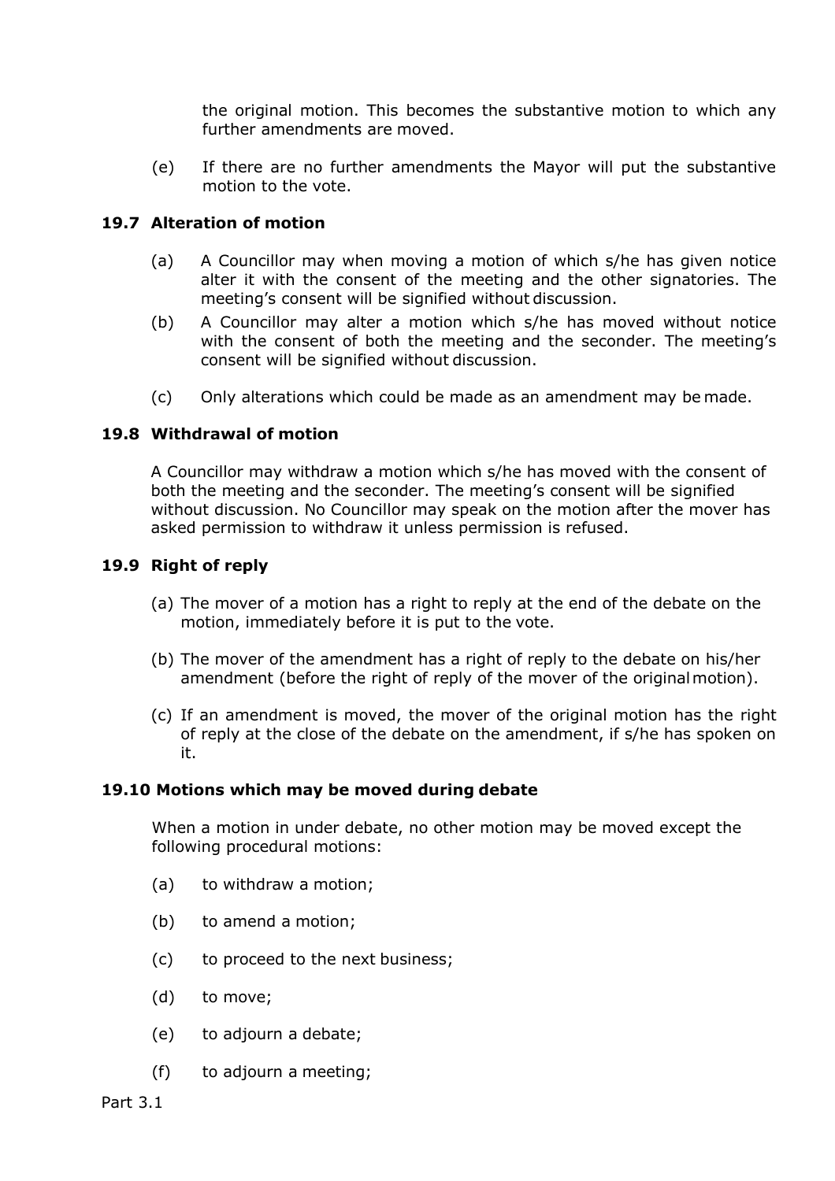the original motion. This becomes the substantive motion to which any further amendments are moved.

(e) If there are no further amendments the Mayor will put the substantive motion to the vote.

### 19.7 Alteration of motion

(a) A Councillor may when moving a motion of which s/he has given notice alter it with the consent of the meeting and the other signatories. The meeting's consent will be signified without discussion.

(b) A Councillor may alter a motion which s/he has moved without notice with the consent of both the meeting and the seconder. The meeting's consent will be signified without discussion.

(c) Only alterations which could be made as an amendment may be made.

### 19.8 Withdrawal of motion

A Councillor may withdraw a motion which s/he has moved with the consent of both the meeting and the seconder. The meeting's consent will be signified without discussion. No Councillor may speak on the motion after the mover has asked permission to withdraw it unless permission is refused.

### 19.9 Right of reply

(a) The mover of a motion has a right to reply at the end of the debate on the motion, immediately before it is put to the vote.

(b) The mover of the amendment has a right of reply to the debate on his/her amendment (before the right of reply of the mover of the original motion).

(c) If an amendment is moved, the mover of the original motion has the right of reply at the close of the debate on the amendment, if s/he has spoken on it.

### 19.10 Motions which may be moved during debate

When a motion in under debate, no other motion may be moved except the following procedural motions:

(a) to withdraw a motion;

(b) to amend a motion;

(c) to proceed to the next business;

(d) to move;

(e) to adjourn a debate;

(f) to adjourn a meeting;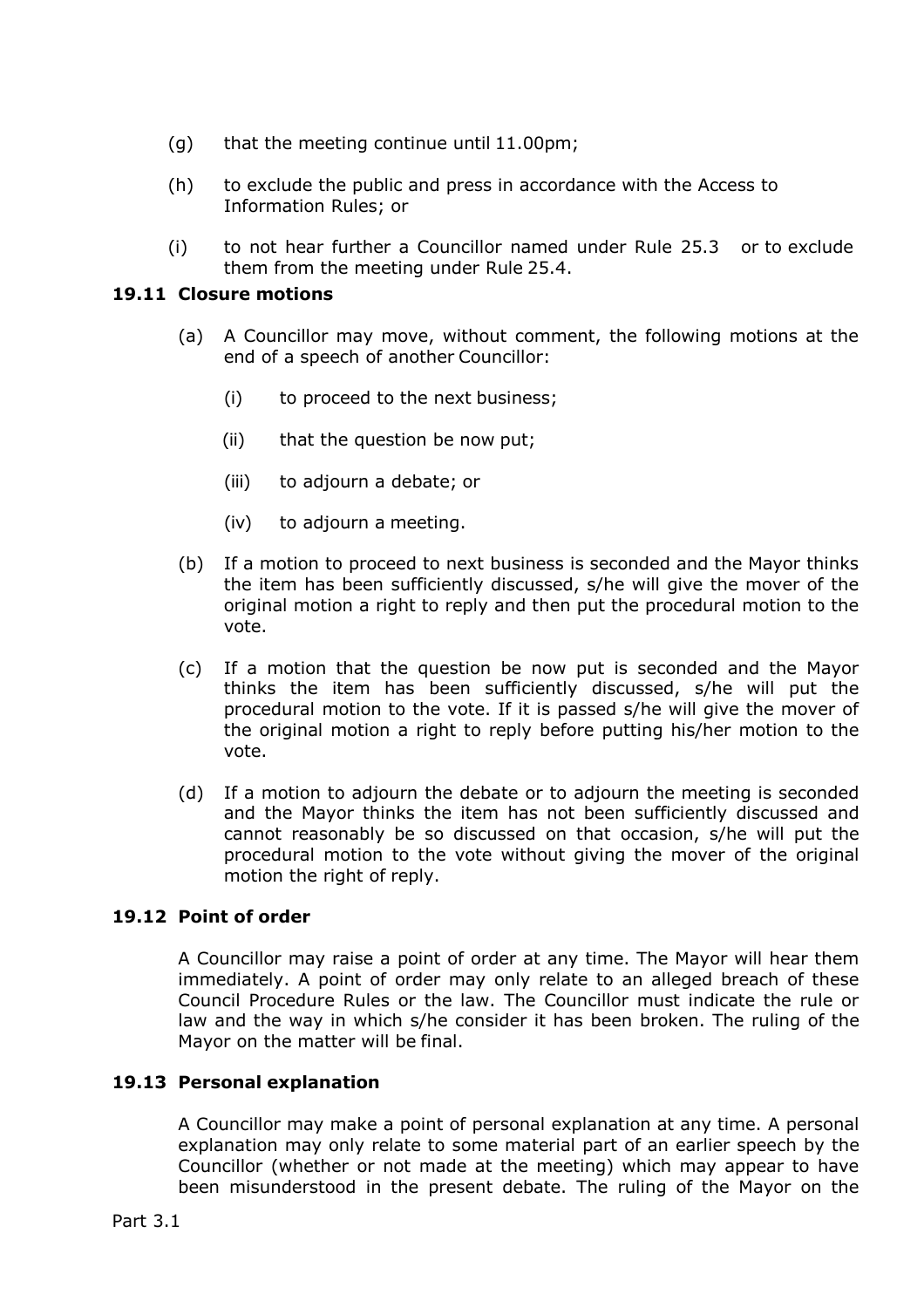(g) that the meeting continue until 11.00pm;

(h) to exclude the public and press in accordance with the Access to Information Rules; or

(i) to not hear further a Councillor named under Rule 25.3 or to exclude them from the meeting under Rule 25.4.

### 19.11 Closure motions

(a) A Councillor may move, without comment, the following motions at the end of a speech of another Councillor:

(i) to proceed to the next business;

(ii) that the question be now put;

(iii) to adjourn a debate; or

(iv) to adjourn a meeting.

(b) If a motion to proceed to next business is seconded and the Mayor thinks the item has been sufficiently discussed, s/he will give the mover of the original motion a right to reply and then put the procedural motion to the vote.

(c) If a motion that the question be now put is seconded and the Mayor thinks the item has been sufficiently discussed, s/he will put the procedural motion to the vote. If it is passed s/he will give the mover of the original motion a right to reply before putting his/her motion to the vote.

(d) If a motion to adjourn the debate or to adjourn the meeting is seconded and the Mayor thinks the item has not been sufficiently discussed and cannot reasonably be so discussed on that occasion, s/he will put the procedural motion to the vote without giving the mover of the original motion the right of reply.

### 19.12 Point of order

A Councillor may raise a point of order at any time. The Mayor will hear them immediately. A point of order may only relate to an alleged breach of these Council Procedure Rules or the law. The Councillor must indicate the rule or law and the way in which s/he consider it has been broken. The ruling of the Mayor on the matter will be final.

### 19.13 Personal explanation

A Councillor may make a point of personal explanation at any time. A personal explanation may only relate to some material part of an earlier speech by the Councillor (whether or not made at the meeting) which may appear to have been misunderstood in the present debate. The ruling of the Mayor on the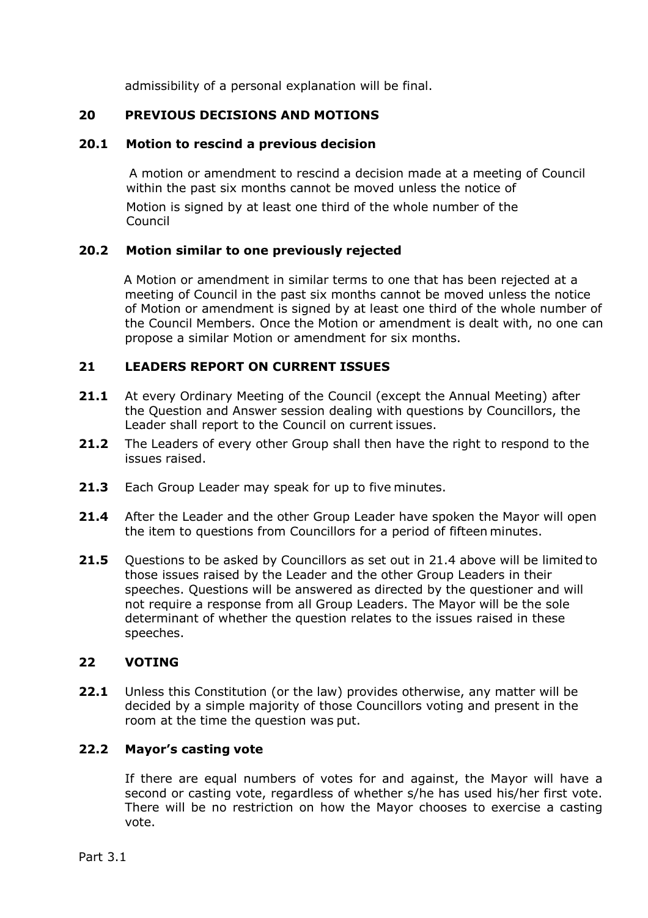admissibility of a personal explanation will be final.

## 20 PREVIOUS DECISIONS AND MOTIONS

### 20.1 Motion to rescind a previous decision

A motion or amendment to rescind a decision made at a meeting of Council within the past six months cannot be moved unless the notice of Motion is signed by at least one third of the whole number of the Council

### 20.2 Motion similar to one previously rejected

A Motion or amendment in similar terms to one that has been rejected at a meeting of Council in the past six months cannot be moved unless the notice of Motion or amendment is signed by at least one third of the whole number of the Council Members. Once the Motion or amendment is dealt with, no one can propose a similar Motion or amendment for six months.

## 21 LEADERS REPORT ON CURRENT ISSUES

**21.1** At every Ordinary Meeting of the Council (except the Annual Meeting) after the Question and Answer session dealing with questions by Councillors, the Leader shall report to the Council on current issues.

**21.2** The Leaders of every other Group shall then have the right to respond to the issues raised.

**21.3** Each Group Leader may speak for up to five minutes.

**21.4** After the Leader and the other Group Leader have spoken the Mayor will open the item to questions from Councillors for a period of fifteen minutes.

**21.5** Questions to be asked by Councillors as set out in 21.4 above will be limited to those issues raised by the Leader and the other Group Leaders in their speeches. Questions will be answered as directed by the questioner and will not require a response from all Group Leaders. The Mayor will be the sole determinant of whether the question relates to the issues raised in these speeches.

## 22 VOTING

**22.1** Unless this Constitution (or the law) provides otherwise, any matter will be decided by a simple majority of those Councillors voting and present in the room at the time the question was put.

### 22.2 Mayor's casting vote

If there are equal numbers of votes for and against, the Mayor will have a second or casting vote, regardless of whether s/he has used his/her first vote. There will be no restriction on how the Mayor chooses to exercise a casting vote.